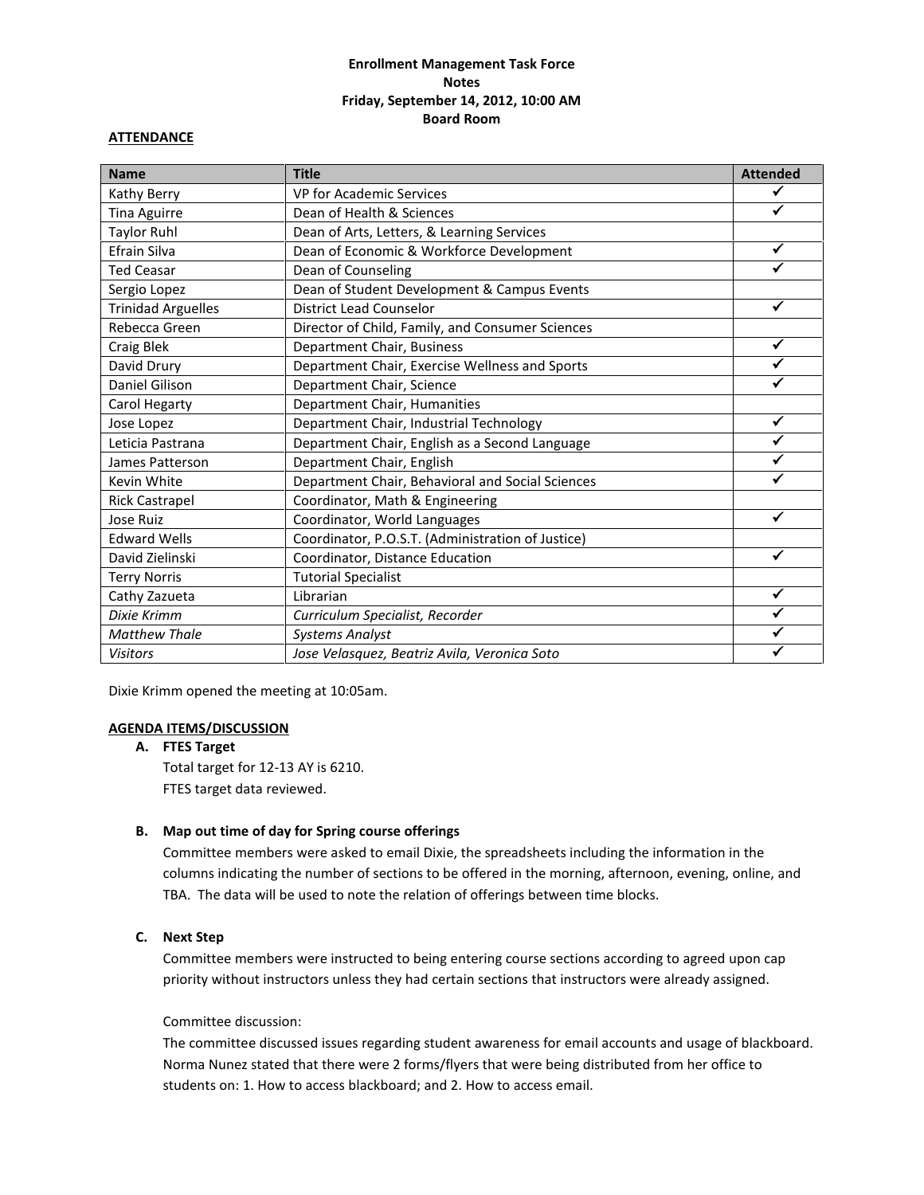**Enrollment Management Task Force**
**Notes**
**Friday, September 14, 2012, 10:00 AM**
**Board Room**

**ATTENDANCE**

| Name | Title | Attended |
|---|---|---|
| Kathy Berry | VP for Academic Services | ✔ |
| Tina Aguirre | Dean of Health & Sciences | ✔ |
| Taylor Ruhl | Dean of Arts, Letters, & Learning Services | |
| Efrain Silva | Dean of Economic & Workforce Development | ✔ |
| Ted Ceasar | Dean of Counseling | ✔ |
| Sergio Lopez | Dean of Student Development & Campus Events | |
| Trinidad Arguelles | District Lead Counselor | ✔ |
| Rebecca Green | Director of Child, Family, and Consumer Sciences | |
| Craig Blek | Department Chair, Business | ✔ |
| David Drury | Department Chair, Exercise Wellness and Sports | ✔ |
| Daniel Gilison | Department Chair, Science | ✔ |
| Carol Hegarty | Department Chair, Humanities | |
| Jose Lopez | Department Chair, Industrial Technology | ✔ |
| Leticia Pastrana | Department Chair, English as a Second Language | ✔ |
| James Patterson | Department Chair, English | ✔ |
| Kevin White | Department Chair, Behavioral and Social Sciences | ✔ |
| Rick Castrapel | Coordinator, Math & Engineering | |
| Jose Ruiz | Coordinator, World Languages | ✔ |
| Edward Wells | Coordinator, P.O.S.T. (Administration of Justice) | |
| David Zielinski | Coordinator, Distance Education | ✔ |
| Terry Norris | Tutorial Specialist | |
| Cathy Zazueta | Librarian | ✔ |
| *Dixie Krimm* | *Curriculum Specialist, Recorder* | ✔ |
| *Matthew Thale* | *Systems Analyst* | ✔ |
| *Visitors* | *Jose Velasquez, Beatriz Avila, Veronica Soto* | ✔ |

Dixie Krimm opened the meeting at 10:05am.

**AGENDA ITEMS/DISCUSSION**

**A. FTES Target**

Total target for 12-13 AY is 6210.
FTES target data reviewed.

**B. Map out time of day for Spring course offerings**

Committee members were asked to email Dixie, the spreadsheets including the information in the columns indicating the number of sections to be offered in the morning, afternoon, evening, online, and TBA. The data will be used to note the relation of offerings between time blocks.

**C. Next Step**

Committee members were instructed to being entering course sections according to agreed upon cap priority without instructors unless they had certain sections that instructors were already assigned.

Committee discussion:
The committee discussed issues regarding student awareness for email accounts and usage of blackboard. Norma Nunez stated that there were 2 forms/flyers that were being distributed from her office to students on: 1. How to access blackboard; and 2. How to access email.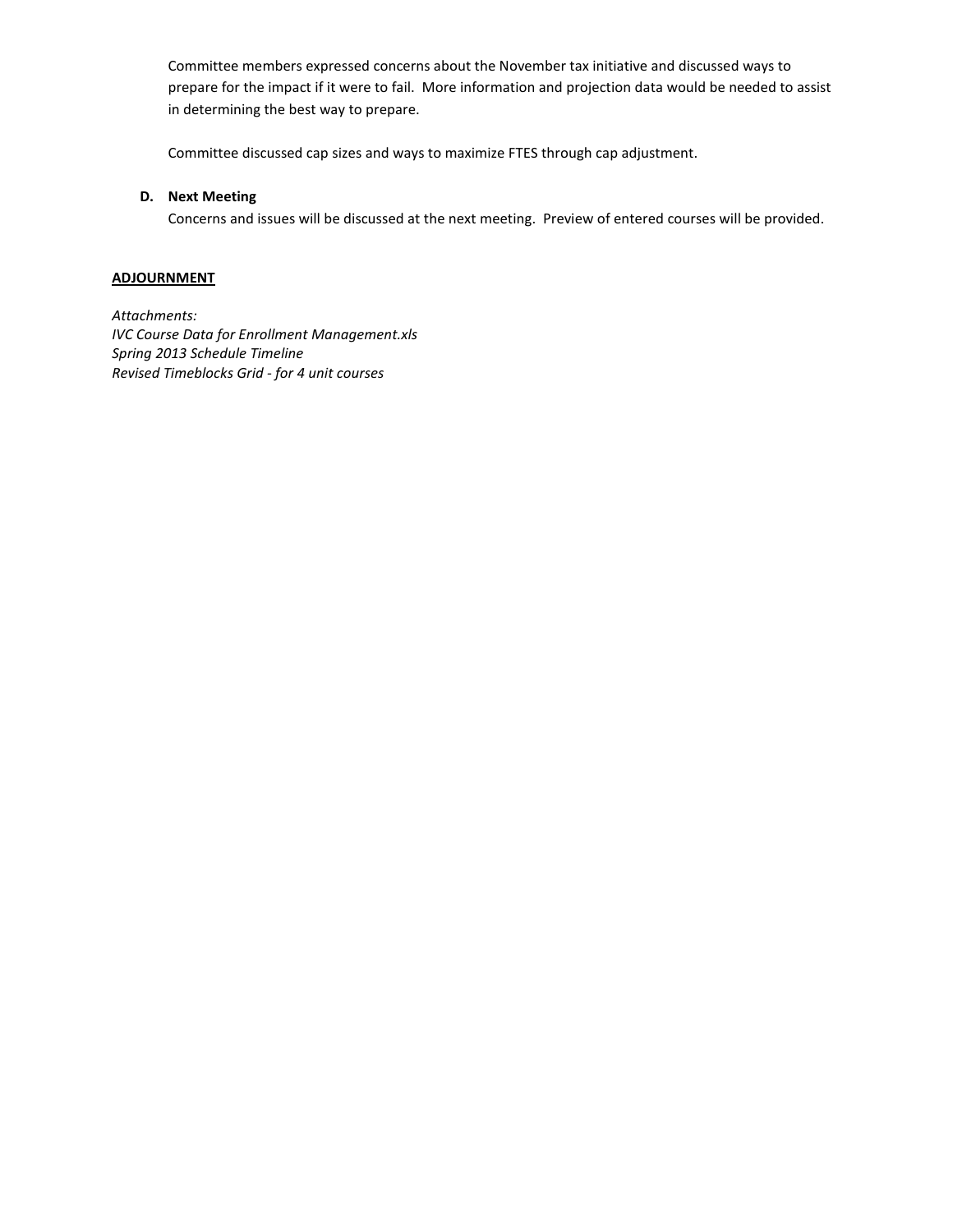Committee members expressed concerns about the November tax initiative and discussed ways to prepare for the impact if it were to fail. More information and projection data would be needed to assist in determining the best way to prepare.

Committee discussed cap sizes and ways to maximize FTES through cap adjustment.

**D. Next Meeting**

Concerns and issues will be discussed at the next meeting. Preview of entered courses will be provided.

**ADJOURNMENT**

*Attachments:*
*IVC Course Data for Enrollment Management.xls*
*Spring 2013 Schedule Timeline*
*Revised Timeblocks Grid - for 4 unit courses*